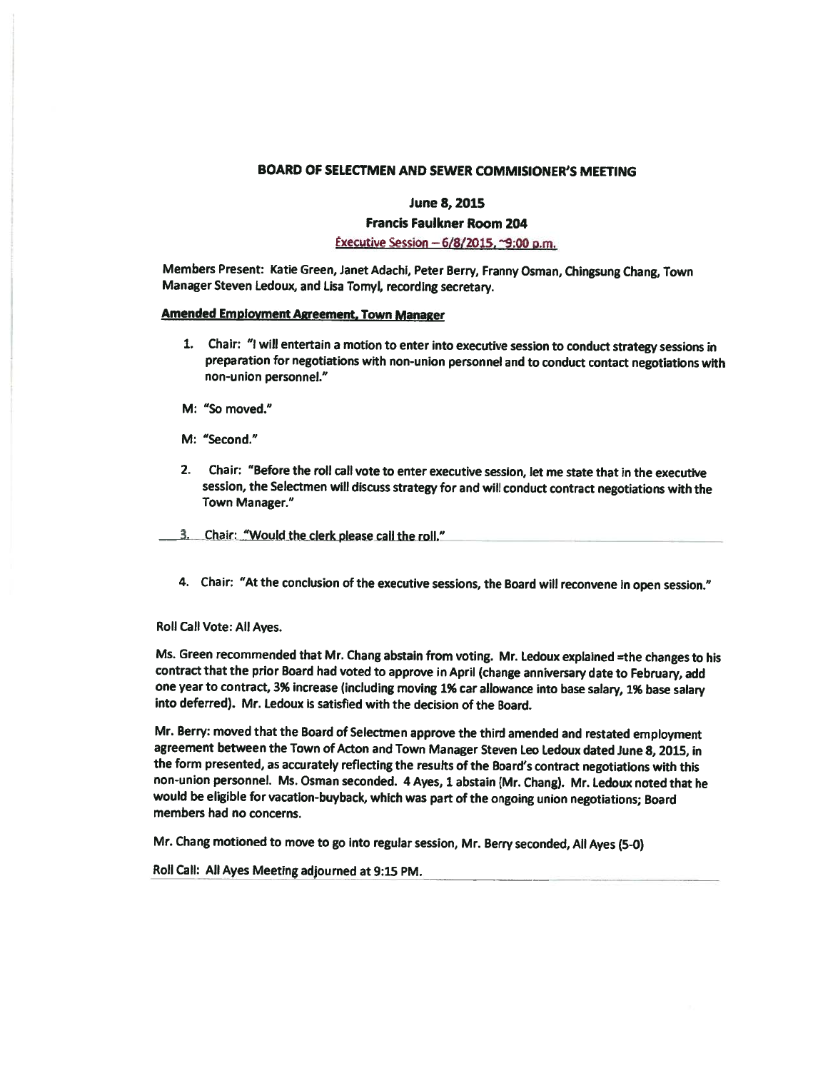**BOARD OF SELECTMEN AND SEWER COMMISIONER'S MEETING**

**June 8, 2015**

**Francis Faulkner Room 204**

Executive Session – 6/8/2015, ~9:00 p.m.

Members Present: Katie Green, Janet Adachi, Peter Berry, Franny Osman, Chingsung Chang, Town Manager Steven Ledoux, and Lisa Tomyl, recording secretary.

**Amended Employment Agreement, Town Manager**

1. Chair: "I will entertain a motion to enter into executive session to conduct strategy sessions in preparation for negotiations with non-union personnel and to conduct contact negotiations with non-union personnel."

M: "So moved."

M: "Second."

2. Chair: "Before the roll call vote to enter executive session, let me state that in the executive session, the Selectmen will discuss strategy for and will conduct contract negotiations with the Town Manager."

3. Chair: "Would the clerk please call the roll."

4. Chair: "At the conclusion of the executive sessions, the Board will reconvene in open session."

Roll Call Vote: All Ayes.

Ms. Green recommended that Mr. Chang abstain from voting. Mr. Ledoux explained =the changes to his contract that the prior Board had voted to approve in April (change anniversary date to February, add one year to contract, 3% increase (including moving 1% car allowance into base salary, 1% base salary into deferred). Mr. Ledoux is satisfied with the decision of the Board.

Mr. Berry: moved that the Board of Selectmen approve the third amended and restated employment agreement between the Town of Acton and Town Manager Steven Leo Ledoux dated June 8, 2015, in the form presented, as accurately reflecting the results of the Board's contract negotiations with this non-union personnel. Ms. Osman seconded. 4 Ayes, 1 abstain (Mr. Chang). Mr. Ledoux noted that he would be eligible for vacation-buyback, which was part of the ongoing union negotiations; Board members had no concerns.

Mr. Chang motioned to move to go into regular session, Mr. Berry seconded, All Ayes (5-0)

Roll Call: All Ayes Meeting adjourned at 9:15 PM.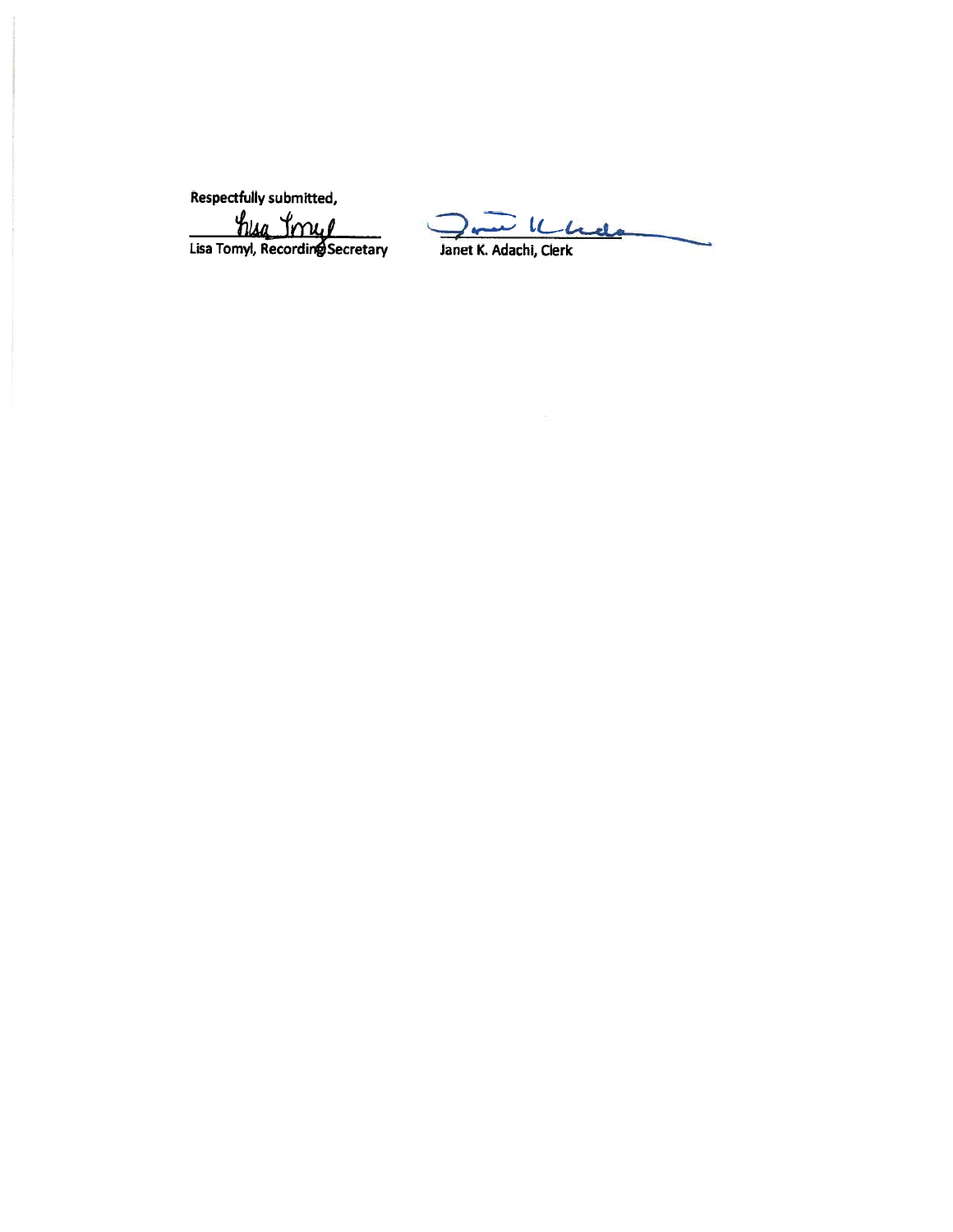Respectfully submitted,

Lisa Tomyl, Recording Secretary

Janet K. Adachi, Clerk